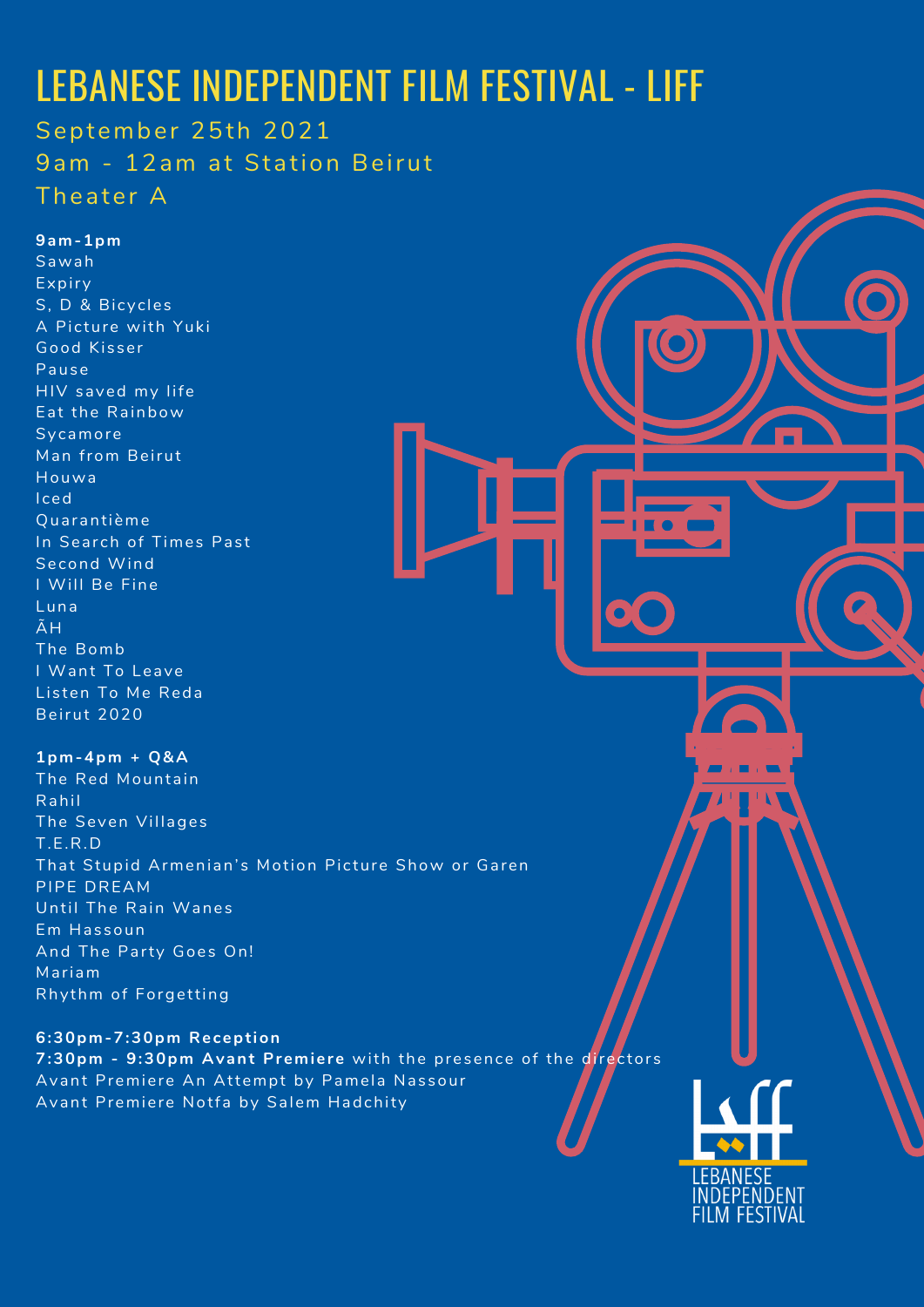# LEBANESE INDEPENDENT FILM FESTIVAL - LIFF

September 25th 2021
9am - 12am at Station Beirut
Theater A

**9am-1pm**
Sawah
Expiry
S, D & Bicycles
A Picture with Yuki
Good Kisser
Pause
HIV saved my life
Eat the Rainbow
Sycamore
Man from Beirut
Houwa
Iced
Quarantième
In Search of Times Past
Second Wind
I Will Be Fine
Luna
ĀH
The Bomb
I Want To Leave
Listen To Me Reda
Beirut 2020

**1pm-4pm + Q&A**
The Red Mountain
Rahil
The Seven Villages
T.E.R.D
That Stupid Armenian's Motion Picture Show or Garen
PIPE DREAM
Until The Rain Wanes
Em Hassoun
And The Party Goes On!
Mariam
Rhythm of Forgetting

**6:30pm-7:30pm Reception**
**7:30pm - 9:30pm Avant Premiere** with the presence of the directors
Avant Premiere An Attempt by Pamela Nassour
Avant Premiere Notfa by Salem Hadchity

LEBANESE INDEPENDENT FILM FESTIVAL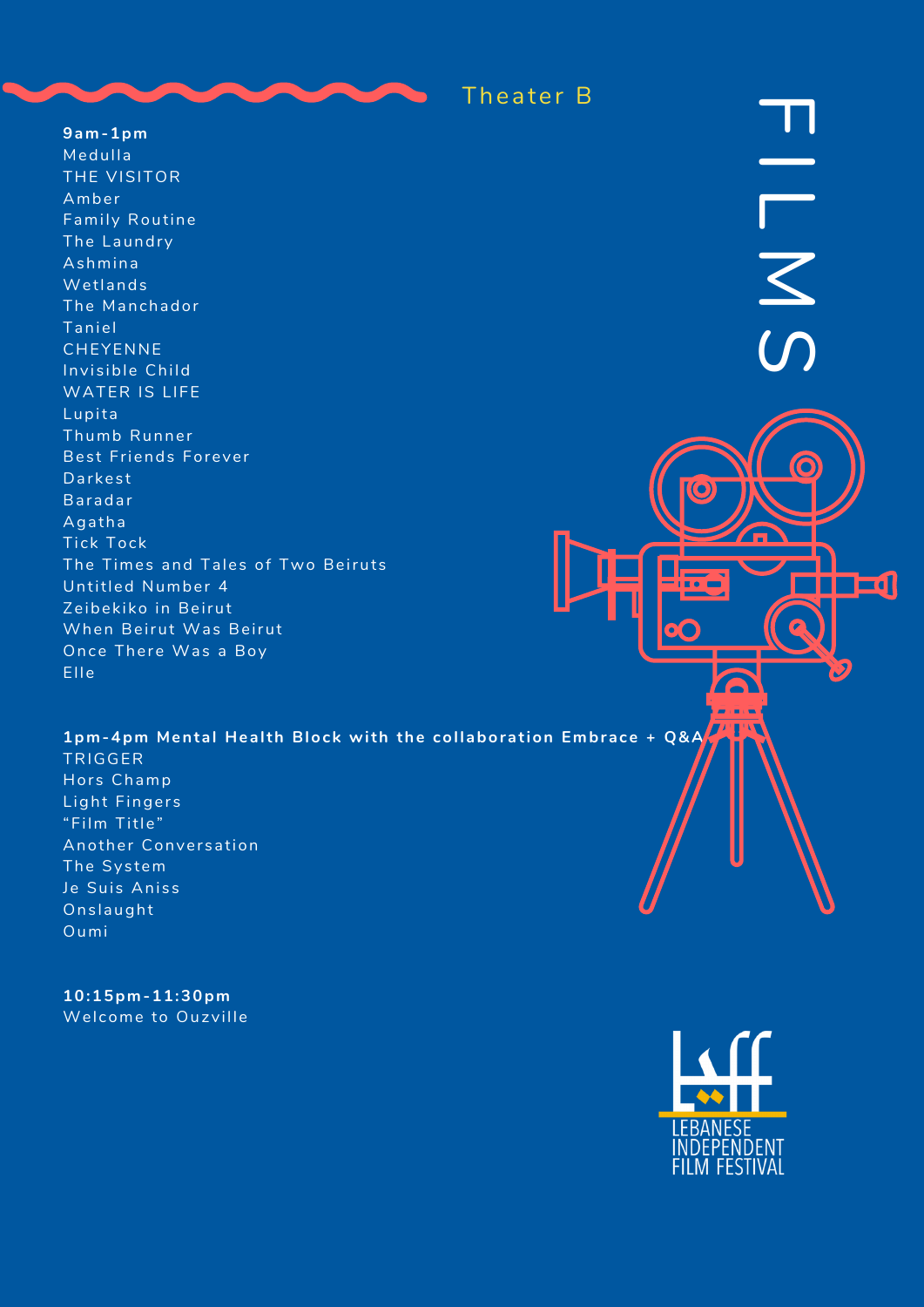# FILMS

## Theater B

**9am-1pm**

Medulla
THE VISITOR
Amber
Family Routine
The Laundry
Ashmina
Wetlands
The Manchador
Taniel
CHEYENNE
Invisible Child
WATER IS LIFE
Lupita
Thumb Runner
Best Friends Forever
Darkest
Baradar
Agatha
Tick Tock
The Times and Tales of Two Beiruts
Untitled Number 4
Zeibekiko in Beirut
When Beirut Was Beirut
Once There Was a Boy
Elle

**1pm-4pm Mental Health Block with the collaboration Embrace + Q&A**

TRIGGER
Hors Champ
Light Fingers
“Film Title”
Another Conversation
The System
Je Suis Aniss
Onslaught
Oumi

**10:15pm-11:30pm**

Welcome to Ouzville

LEBANESE INDEPENDENT FILM FESTIVAL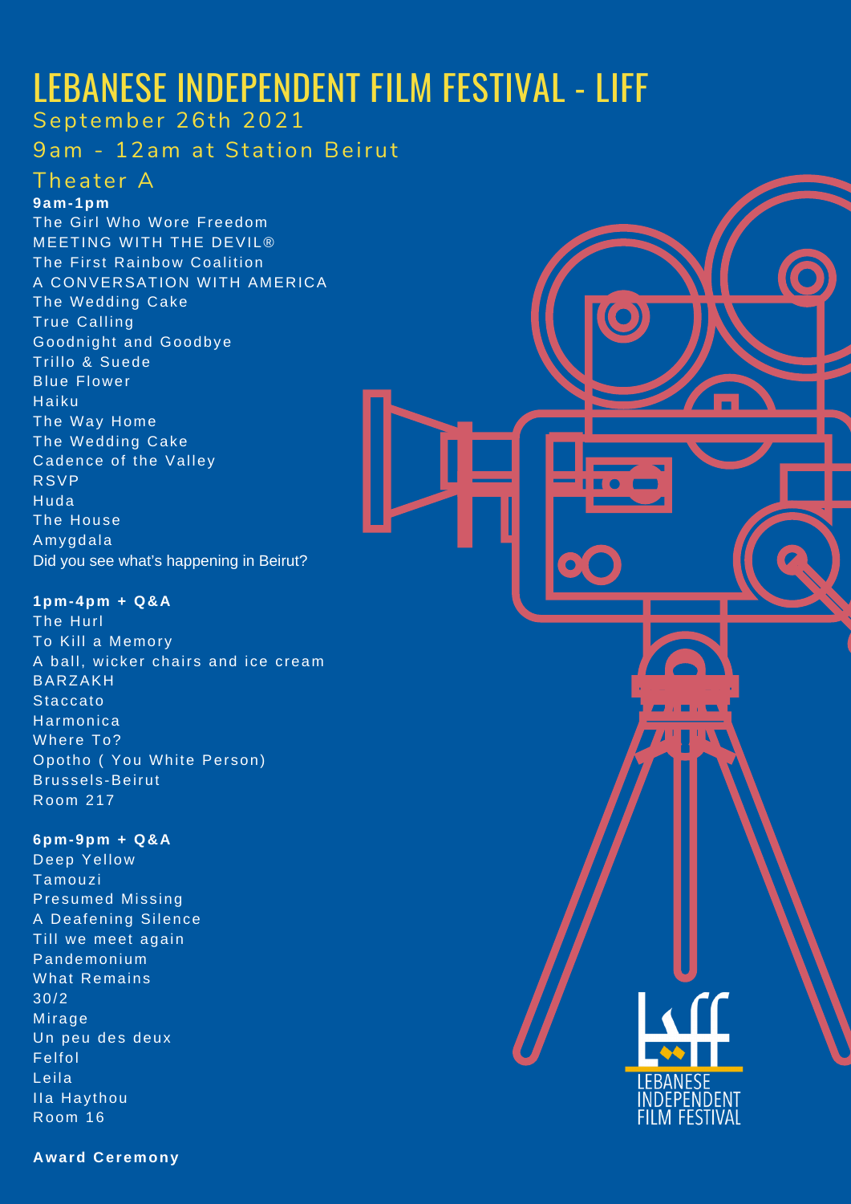# LEBANESE INDEPENDENT FILM FESTIVAL - LIFF

September 26th 2021

9am - 12am at Station Beirut

## Theater A

**9am-1pm**

The Girl Who Wore Freedom
MEETING WITH THE DEVIL®
The First Rainbow Coalition
A CONVERSATION WITH AMERICA
The Wedding Cake
True Calling
Goodnight and Goodbye
Trillo & Suede
Blue Flower
Haiku
The Way Home
The Wedding Cake
Cadence of the Valley
RSVP
Huda
The House
Amygdala
Did you see what's happening in Beirut?

**1pm-4pm + Q&A**

The Hurl
To Kill a Memory
A ball, wicker chairs and ice cream
BARZAKH
Staccato
Harmonica
Where To?
Opotho ( You White Person)
Brussels-Beirut
Room 217

**6pm-9pm + Q&A**

Deep Yellow
Tamouzi
Presumed Missing
A Deafening Silence
Till we meet again
Pandemonium
What Remains
30/2
Mirage
Un peu des deux
Felfol
Leila
Ila Haythou
Room 16

**Award Ceremony**

LEBANESE INDEPENDENT FILM FESTIVAL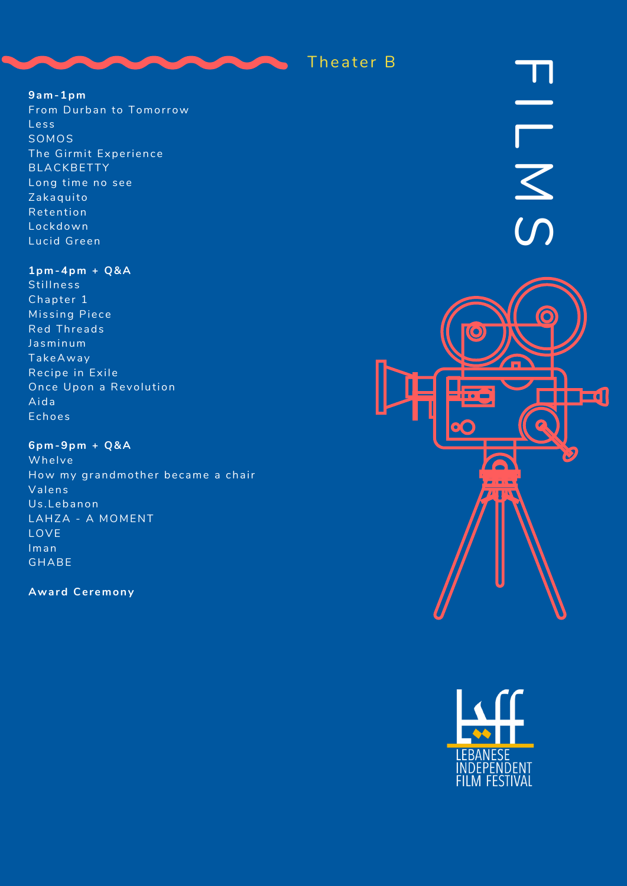# FILMS

## Theater B

**9am-1pm**

From Durban to Tomorrow
Less
SOMOS
The Girmit Experience
BLACKBETTY
Long time no see
Zakaquito
Retention
Lockdown
Lucid Green

**1pm-4pm + Q&A**

Stillness
Chapter 1
Missing Piece
Red Threads
Jasminum
TakeAway
Recipe in Exile
Once Upon a Revolution
Aida
Echoes

**6pm-9pm + Q&A**

Whelve
How my grandmother became a chair
Valens
Us.Lebanon
LAHZA - A MOMENT
LOVE
Iman
GHABE

**Award Ceremony**

LEBANESE INDEPENDENT FILM FESTIVAL